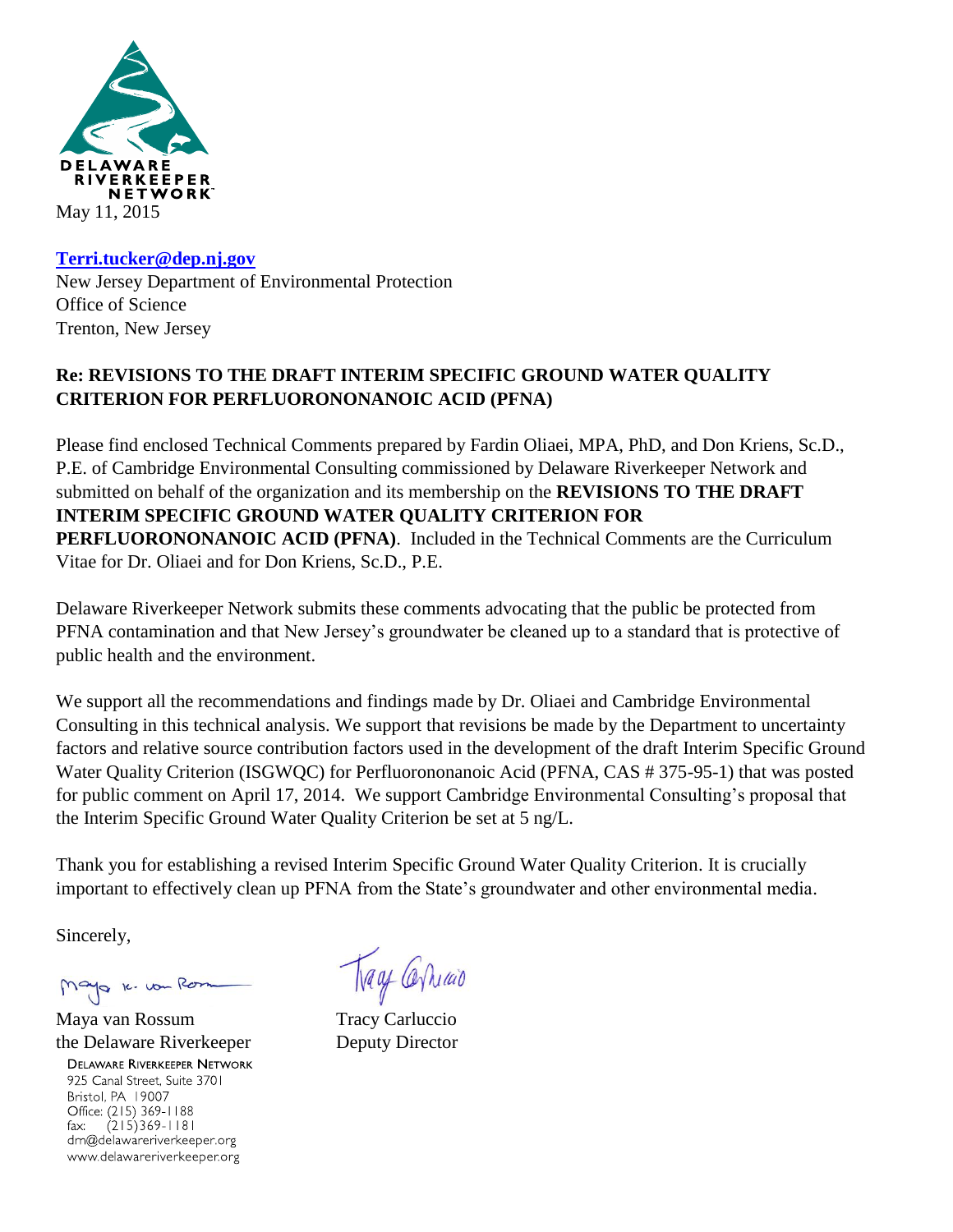DELAWARE RIVERKEEPER NETWORK

May 11, 2015

**Terri.tucker@dep.nj.gov**
New Jersey Department of Environmental Protection
Office of Science
Trenton, New Jersey

**Re: REVISIONS TO THE DRAFT INTERIM SPECIFIC GROUND WATER QUALITY CRITERION FOR PERFLUORONONANOIC ACID (PFNA)**

Please find enclosed Technical Comments prepared by Fardin Oliaei, MPA, PhD, and Don Kriens, Sc.D., P.E. of Cambridge Environmental Consulting commissioned by Delaware Riverkeeper Network and submitted on behalf of the organization and its membership on the **REVISIONS TO THE DRAFT INTERIM SPECIFIC GROUND WATER QUALITY CRITERION FOR PERFLUORONONANOIC ACID (PFNA)**. Included in the Technical Comments are the Curriculum Vitae for Dr. Oliaei and for Don Kriens, Sc.D., P.E.

Delaware Riverkeeper Network submits these comments advocating that the public be protected from PFNA contamination and that New Jersey's groundwater be cleaned up to a standard that is protective of public health and the environment.

We support all the recommendations and findings made by Dr. Oliaei and Cambridge Environmental Consulting in this technical analysis. We support that revisions be made by the Department to uncertainty factors and relative source contribution factors used in the development of the draft Interim Specific Ground Water Quality Criterion (ISGWQC) for Perfluorononanoic Acid (PFNA, CAS # 375-95-1) that was posted for public comment on April 17, 2014. We support Cambridge Environmental Consulting's proposal that the Interim Specific Ground Water Quality Criterion be set at 5 ng/L.

Thank you for establishing a revised Interim Specific Ground Water Quality Criterion. It is crucially important to effectively clean up PFNA from the State's groundwater and other environmental media.

Sincerely,

| | |
|---|---|
| Maya van Rossum | Tracy Carluccio |
| the Delaware Riverkeeper | Deputy Director |

DELAWARE RIVERKEEPER NETWORK
925 Canal Street, Suite 3701
Bristol, PA 19007
Office: (215) 369-1188
fax: (215)369-1181
drn@delawareriverkeeper.org
www.delawareriverkeeper.org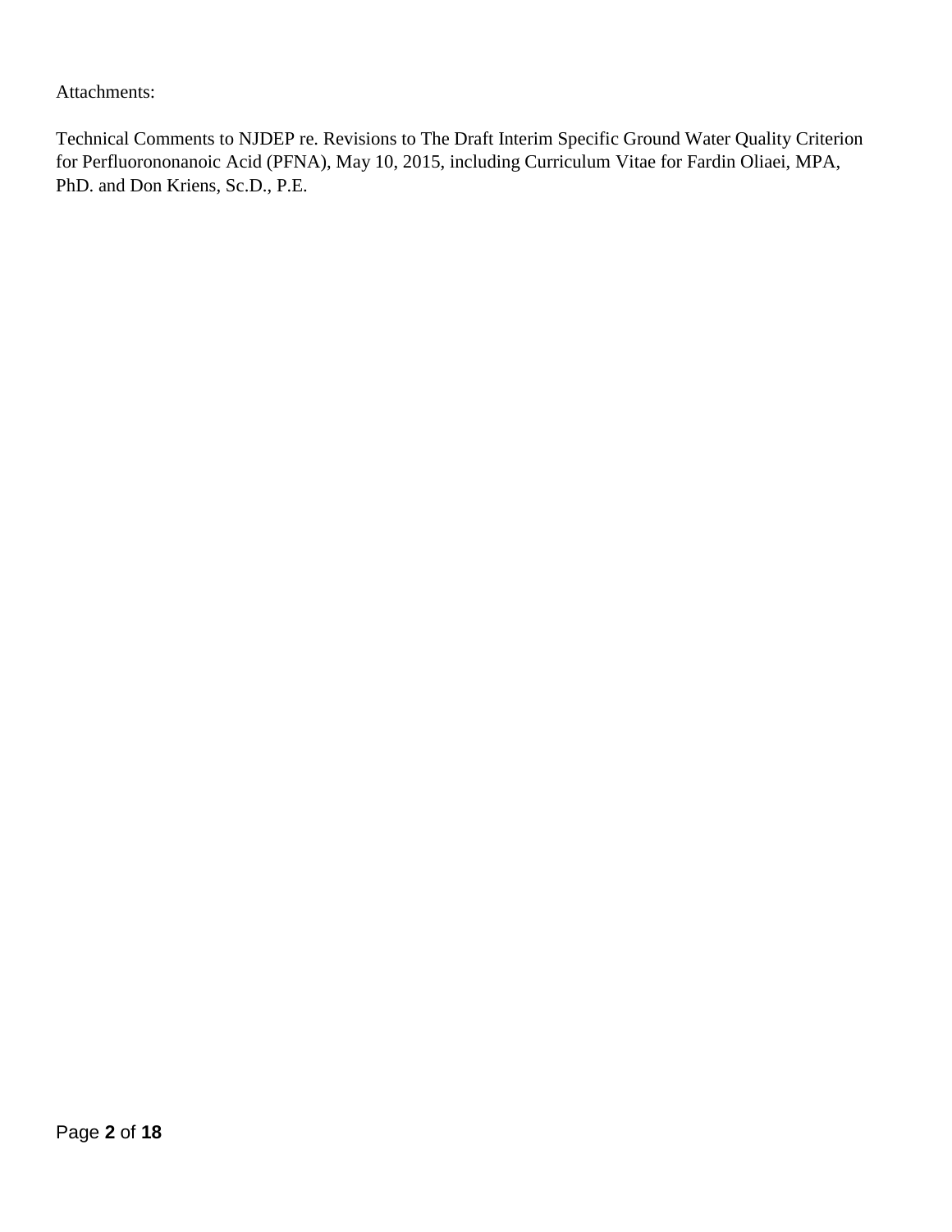Attachments:

Technical Comments to NJDEP re. Revisions to The Draft Interim Specific Ground Water Quality Criterion for Perfluorononanoic Acid (PFNA), May 10, 2015, including Curriculum Vitae for Fardin Oliaei, MPA, PhD. and Don Kriens, Sc.D., P.E.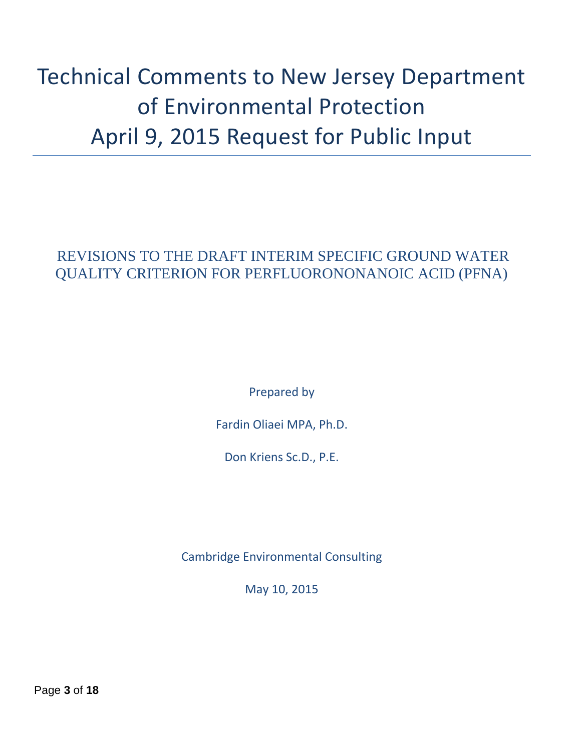# Technical Comments to New Jersey Department of Environmental Protection April 9, 2015 Request for Public Input

## REVISIONS TO THE DRAFT INTERIM SPECIFIC GROUND WATER QUALITY CRITERION FOR PERFLUORONONANOIC ACID (PFNA)

Prepared by

Fardin Oliaei MPA, Ph.D.

Don Kriens Sc.D., P.E.

Cambridge Environmental Consulting

May 10, 2015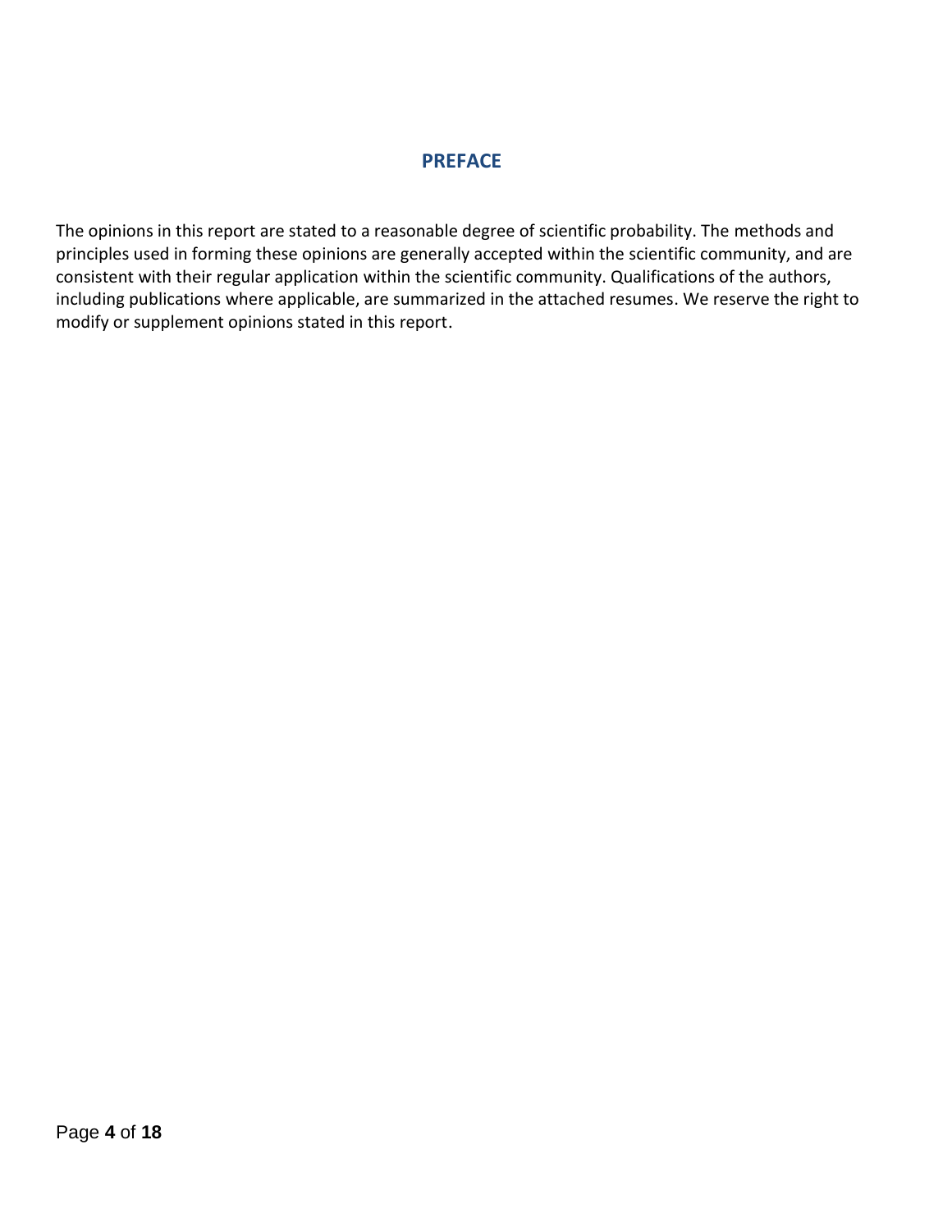# PREFACE

The opinions in this report are stated to a reasonable degree of scientific probability. The methods and principles used in forming these opinions are generally accepted within the scientific community, and are consistent with their regular application within the scientific community. Qualifications of the authors, including publications where applicable, are summarized in the attached resumes. We reserve the right to modify or supplement opinions stated in this report.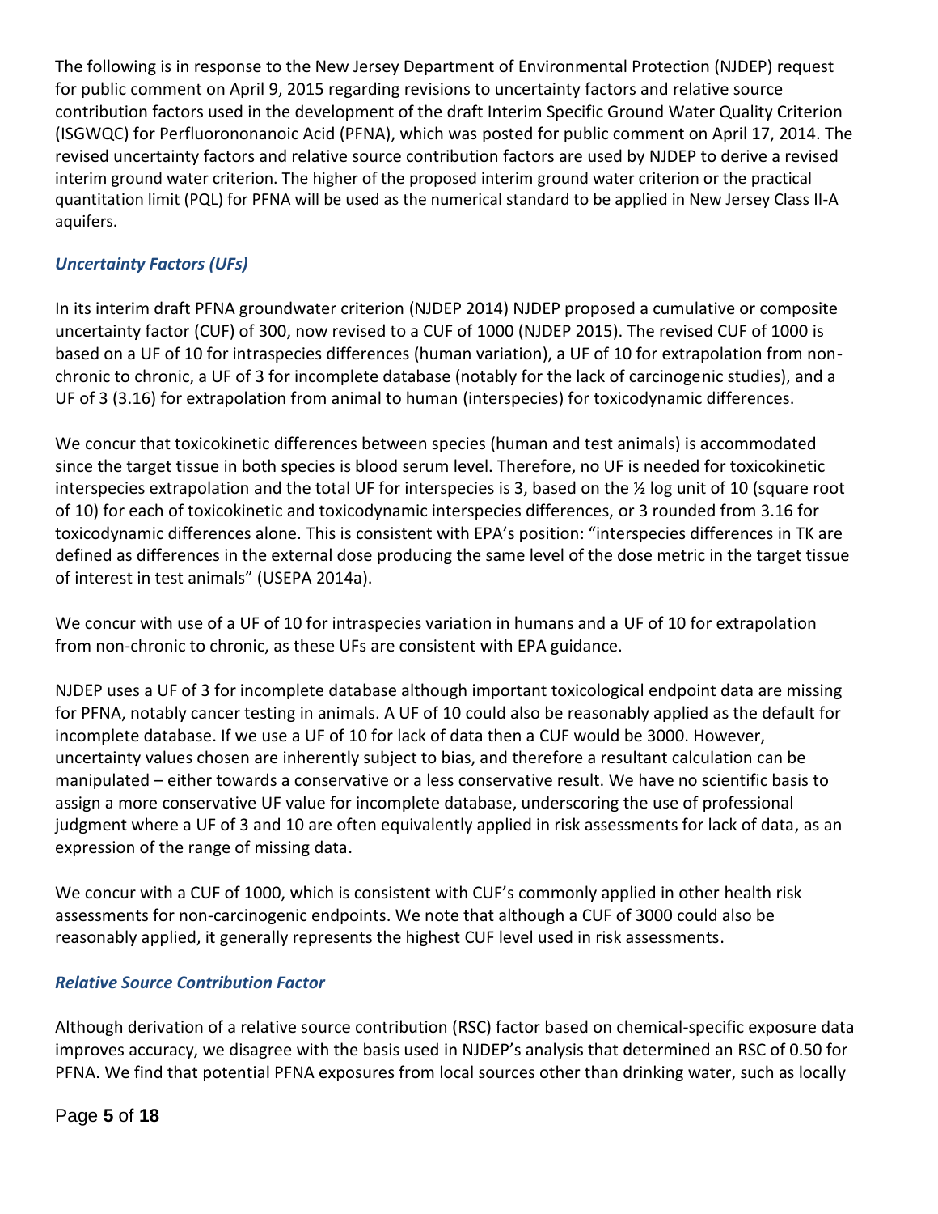The following is in response to the New Jersey Department of Environmental Protection (NJDEP) request for public comment on April 9, 2015 regarding revisions to uncertainty factors and relative source contribution factors used in the development of the draft Interim Specific Ground Water Quality Criterion (ISGWQC) for Perfluorononanoic Acid (PFNA), which was posted for public comment on April 17, 2014. The revised uncertainty factors and relative source contribution factors are used by NJDEP to derive a revised interim ground water criterion. The higher of the proposed interim ground water criterion or the practical quantitation limit (PQL) for PFNA will be used as the numerical standard to be applied in New Jersey Class II-A aquifers.

### *Uncertainty Factors (UFs)*

In its interim draft PFNA groundwater criterion (NJDEP 2014) NJDEP proposed a cumulative or composite uncertainty factor (CUF) of 300, now revised to a CUF of 1000 (NJDEP 2015). The revised CUF of 1000 is based on a UF of 10 for intraspecies differences (human variation), a UF of 10 for extrapolation from non-chronic to chronic, a UF of 3 for incomplete database (notably for the lack of carcinogenic studies), and a UF of 3 (3.16) for extrapolation from animal to human (interspecies) for toxicodynamic differences.

We concur that toxicokinetic differences between species (human and test animals) is accommodated since the target tissue in both species is blood serum level. Therefore, no UF is needed for toxicokinetic interspecies extrapolation and the total UF for interspecies is 3, based on the ½ log unit of 10 (square root of 10) for each of toxicokinetic and toxicodynamic interspecies differences, or 3 rounded from 3.16 for toxicodynamic differences alone. This is consistent with EPA's position: "interspecies differences in TK are defined as differences in the external dose producing the same level of the dose metric in the target tissue of interest in test animals" (USEPA 2014a).

We concur with use of a UF of 10 for intraspecies variation in humans and a UF of 10 for extrapolation from non-chronic to chronic, as these UFs are consistent with EPA guidance.

NJDEP uses a UF of 3 for incomplete database although important toxicological endpoint data are missing for PFNA, notably cancer testing in animals. A UF of 10 could also be reasonably applied as the default for incomplete database. If we use a UF of 10 for lack of data then a CUF would be 3000. However, uncertainty values chosen are inherently subject to bias, and therefore a resultant calculation can be manipulated – either towards a conservative or a less conservative result. We have no scientific basis to assign a more conservative UF value for incomplete database, underscoring the use of professional judgment where a UF of 3 and 10 are often equivalently applied in risk assessments for lack of data, as an expression of the range of missing data.

We concur with a CUF of 1000, which is consistent with CUF's commonly applied in other health risk assessments for non-carcinogenic endpoints. We note that although a CUF of 3000 could also be reasonably applied, it generally represents the highest CUF level used in risk assessments.

### *Relative Source Contribution Factor*

Although derivation of a relative source contribution (RSC) factor based on chemical-specific exposure data improves accuracy, we disagree with the basis used in NJDEP's analysis that determined an RSC of 0.50 for PFNA. We find that potential PFNA exposures from local sources other than drinking water, such as locally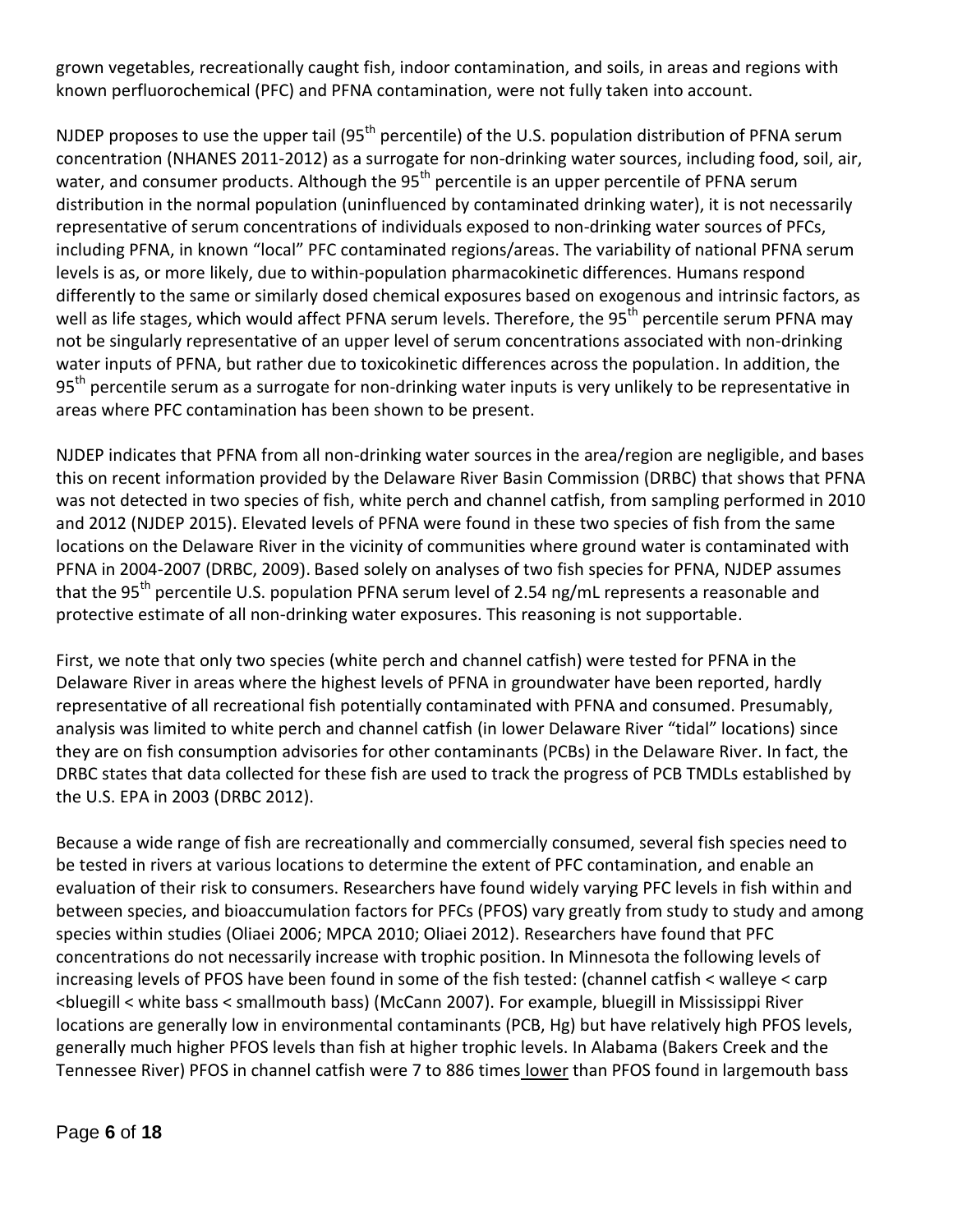grown vegetables, recreationally caught fish, indoor contamination, and soils, in areas and regions with known perfluorochemical (PFC) and PFNA contamination, were not fully taken into account.

NJDEP proposes to use the upper tail (95th percentile) of the U.S. population distribution of PFNA serum concentration (NHANES 2011-2012) as a surrogate for non-drinking water sources, including food, soil, air, water, and consumer products. Although the 95th percentile is an upper percentile of PFNA serum distribution in the normal population (uninfluenced by contaminated drinking water), it is not necessarily representative of serum concentrations of individuals exposed to non-drinking water sources of PFCs, including PFNA, in known "local" PFC contaminated regions/areas. The variability of national PFNA serum levels is as, or more likely, due to within-population pharmacokinetic differences. Humans respond differently to the same or similarly dosed chemical exposures based on exogenous and intrinsic factors, as well as life stages, which would affect PFNA serum levels. Therefore, the 95th percentile serum PFNA may not be singularly representative of an upper level of serum concentrations associated with non-drinking water inputs of PFNA, but rather due to toxicokinetic differences across the population. In addition, the 95th percentile serum as a surrogate for non-drinking water inputs is very unlikely to be representative in areas where PFC contamination has been shown to be present.

NJDEP indicates that PFNA from all non-drinking water sources in the area/region are negligible, and bases this on recent information provided by the Delaware River Basin Commission (DRBC) that shows that PFNA was not detected in two species of fish, white perch and channel catfish, from sampling performed in 2010 and 2012 (NJDEP 2015). Elevated levels of PFNA were found in these two species of fish from the same locations on the Delaware River in the vicinity of communities where ground water is contaminated with PFNA in 2004-2007 (DRBC, 2009). Based solely on analyses of two fish species for PFNA, NJDEP assumes that the 95th percentile U.S. population PFNA serum level of 2.54 ng/mL represents a reasonable and protective estimate of all non-drinking water exposures. This reasoning is not supportable.

First, we note that only two species (white perch and channel catfish) were tested for PFNA in the Delaware River in areas where the highest levels of PFNA in groundwater have been reported, hardly representative of all recreational fish potentially contaminated with PFNA and consumed. Presumably, analysis was limited to white perch and channel catfish (in lower Delaware River "tidal" locations) since they are on fish consumption advisories for other contaminants (PCBs) in the Delaware River. In fact, the DRBC states that data collected for these fish are used to track the progress of PCB TMDLs established by the U.S. EPA in 2003 (DRBC 2012).

Because a wide range of fish are recreationally and commercially consumed, several fish species need to be tested in rivers at various locations to determine the extent of PFC contamination, and enable an evaluation of their risk to consumers. Researchers have found widely varying PFC levels in fish within and between species, and bioaccumulation factors for PFCs (PFOS) vary greatly from study to study and among species within studies (Oliaei 2006; MPCA 2010; Oliaei 2012). Researchers have found that PFC concentrations do not necessarily increase with trophic position. In Minnesota the following levels of increasing levels of PFOS have been found in some of the fish tested: (channel catfish < walleye < carp <bluegill < white bass < smallmouth bass) (McCann 2007). For example, bluegill in Mississippi River locations are generally low in environmental contaminants (PCB, Hg) but have relatively high PFOS levels, generally much higher PFOS levels than fish at higher trophic levels. In Alabama (Bakers Creek and the Tennessee River) PFOS in channel catfish were 7 to 886 times <u>lower</u> than PFOS found in largemouth bass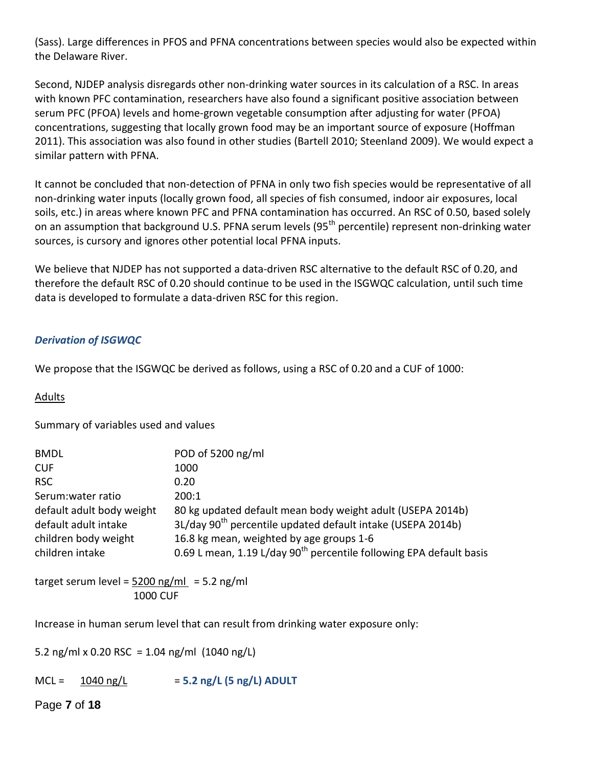(Sass). Large differences in PFOS and PFNA concentrations between species would also be expected within the Delaware River.

Second, NJDEP analysis disregards other non-drinking water sources in its calculation of a RSC. In areas with known PFC contamination, researchers have also found a significant positive association between serum PFC (PFOA) levels and home-grown vegetable consumption after adjusting for water (PFOA) concentrations, suggesting that locally grown food may be an important source of exposure (Hoffman 2011). This association was also found in other studies (Bartell 2010; Steenland 2009). We would expect a similar pattern with PFNA.

It cannot be concluded that non-detection of PFNA in only two fish species would be representative of all non-drinking water inputs (locally grown food, all species of fish consumed, indoor air exposures, local soils, etc.) in areas where known PFC and PFNA contamination has occurred. An RSC of 0.50, based solely on an assumption that background U.S. PFNA serum levels (95th percentile) represent non-drinking water sources, is cursory and ignores other potential local PFNA inputs.

We believe that NJDEP has not supported a data-driven RSC alternative to the default RSC of 0.20, and therefore the default RSC of 0.20 should continue to be used in the ISGWQC calculation, until such time data is developed to formulate a data-driven RSC for this region.

### *Derivation of ISGWQC*

We propose that the ISGWQC be derived as follows, using a RSC of 0.20 and a CUF of 1000:

<u>Adults</u>

Summary of variables used and values

| | |
|---|---|
| BMDL | POD of 5200 ng/ml |
| CUF | 1000 |
| RSC | 0.20 |
| Serum:water ratio | 200:1 |
| default adult body weight | 80 kg updated default mean body weight adult (USEPA 2014b) |
| default adult intake | 3L/day 90th percentile updated default intake (USEPA 2014b) |
| children body weight | 16.8 kg mean, weighted by age groups 1-6 |
| children intake | 0.69 L mean, 1.19 L/day 90th percentile following EPA default basis |

$$\text{target serum level} = \frac{5200 \text{ ng/ml}}{1000 \text{ CUF}} = 5.2 \text{ ng/ml}$$

Increase in human serum level that can result from drinking water exposure only:

5.2 ng/ml x 0.20 RSC = 1.04 ng/ml (1040 ng/L)

MCL = $\frac{1040 \text{ ng/L}}{\phantom{x}}$ = **5.2 ng/L (5 ng/L) ADULT**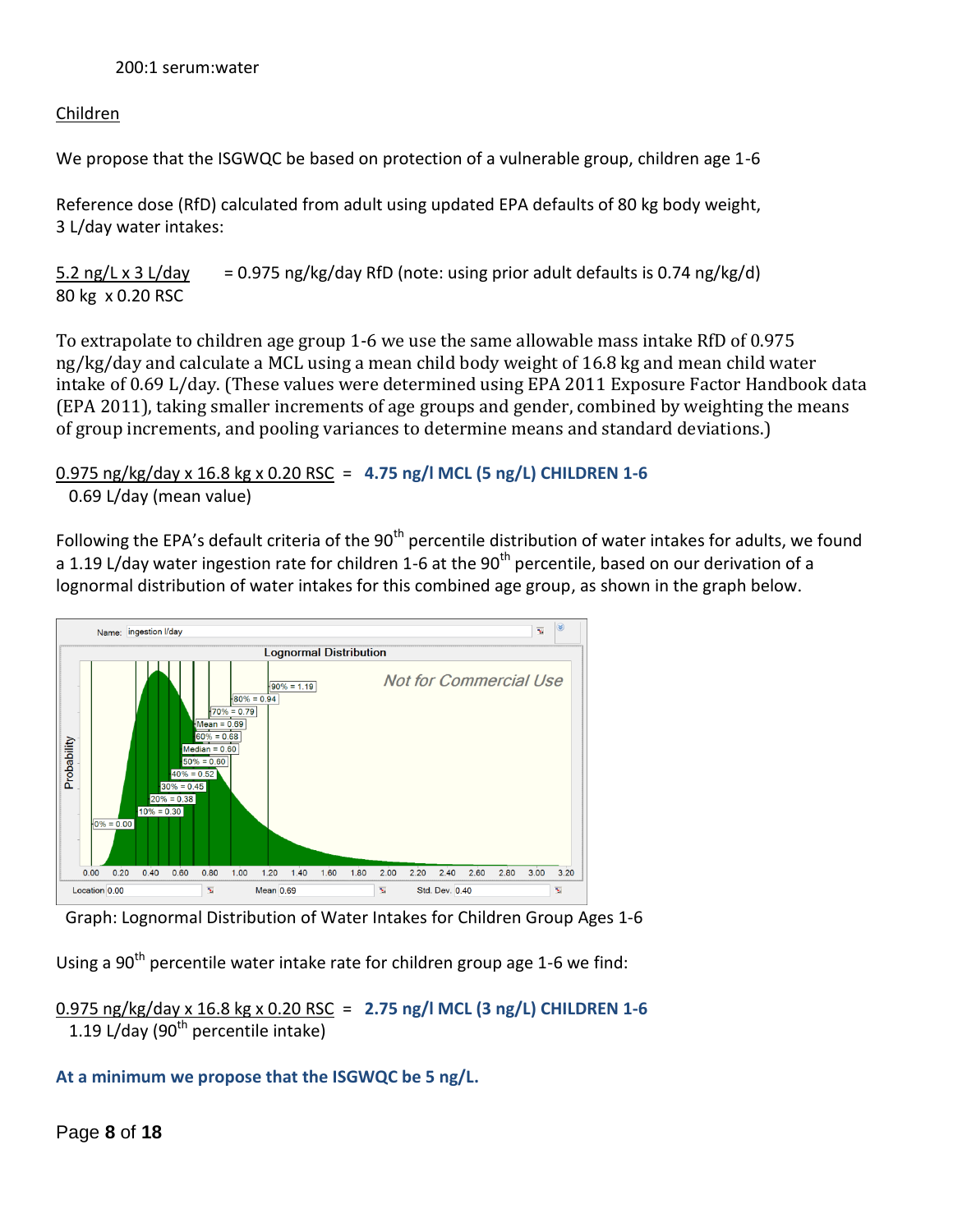200:1 serum:water

Children

We propose that the ISGWQC be based on protection of a vulnerable group, children age 1-6

Reference dose (RfD) calculated from adult using updated EPA defaults of 80 kg body weight, 3 L/day water intakes:

$$\frac{5.2 \text{ ng/L} \times 3 \text{ L/day}}{80 \text{ kg} \times 0.20 \text{ RSC}} = 0.975 \text{ ng/kg/day RfD}$$ (note: using prior adult defaults is 0.74 ng/kg/d)

To extrapolate to children age group 1-6 we use the same allowable mass intake RfD of 0.975 ng/kg/day and calculate a MCL using a mean child body weight of 16.8 kg and mean child water intake of 0.69 L/day. (These values were determined using EPA 2011 Exposure Factor Handbook data (EPA 2011), taking smaller increments of age groups and gender, combined by weighting the means of group increments, and pooling variances to determine means and standard deviations.)

$$\frac{0.975 \text{ ng/kg/day} \times 16.8 \text{ kg} \times 0.20 \text{ RSC}}{0.69 \text{ L/day (mean value)}} =$$ **4.75 ng/l MCL (5 ng/L) CHILDREN 1-6**

Following the EPA's default criteria of the 90th percentile distribution of water intakes for adults, we found a 1.19 L/day water ingestion rate for children 1-6 at the 90th percentile, based on our derivation of a lognormal distribution of water intakes for this combined age group, as shown in the graph below.

Graph: Lognormal Distribution of Water Intakes for Children Group Ages 1-6

Using a 90th percentile water intake rate for children group age 1-6 we find:

$$\frac{0.975 \text{ ng/kg/day} \times 16.8 \text{ kg} \times 0.20 \text{ RSC}}{1.19 \text{ L/day (90th percentile intake)}} =$$ **2.75 ng/l MCL (3 ng/L) CHILDREN 1-6**

**At a minimum we propose that the ISGWQC be 5 ng/L.**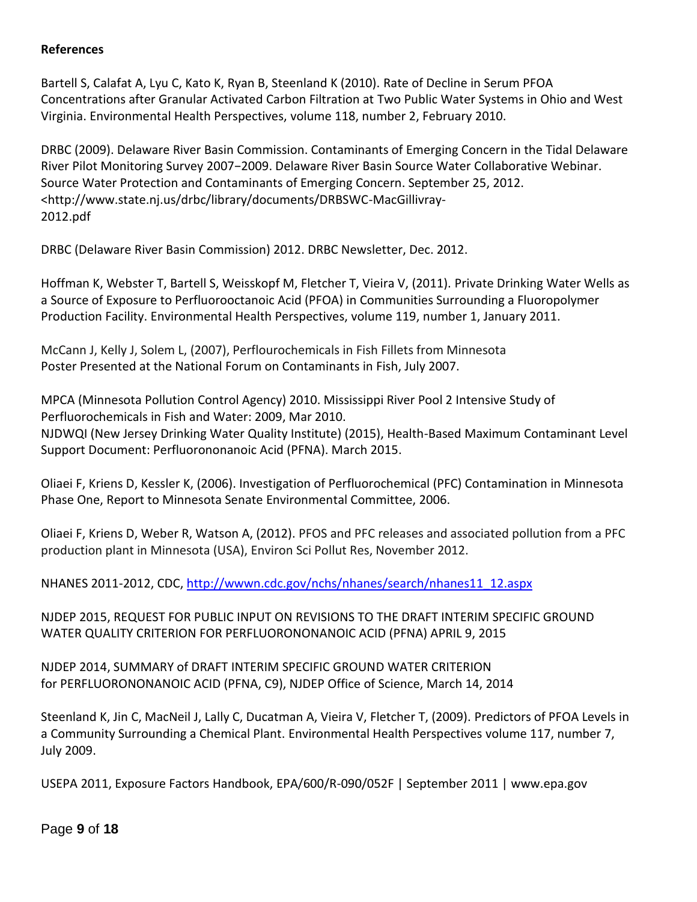**References**

Bartell S, Calafat A, Lyu C, Kato K, Ryan B, Steenland K (2010). Rate of Decline in Serum PFOA Concentrations after Granular Activated Carbon Filtration at Two Public Water Systems in Ohio and West Virginia. Environmental Health Perspectives, volume 118, number 2, February 2010.

DRBC (2009). Delaware River Basin Commission. Contaminants of Emerging Concern in the Tidal Delaware River Pilot Monitoring Survey 2007−2009. Delaware River Basin Source Water Collaborative Webinar. Source Water Protection and Contaminants of Emerging Concern. September 25, 2012. <http://www.state.nj.us/drbc/library/documents/DRBSWC-MacGillivray-2012.pdf

DRBC (Delaware River Basin Commission) 2012. DRBC Newsletter, Dec. 2012.

Hoffman K, Webster T, Bartell S, Weisskopf M, Fletcher T, Vieira V, (2011). Private Drinking Water Wells as a Source of Exposure to Perfluorooctanoic Acid (PFOA) in Communities Surrounding a Fluoropolymer Production Facility. Environmental Health Perspectives, volume 119, number 1, January 2011.

McCann J, Kelly J, Solem L, (2007), Perflourochemicals in Fish Fillets from Minnesota Poster Presented at the National Forum on Contaminants in Fish, July 2007.

MPCA (Minnesota Pollution Control Agency) 2010. Mississippi River Pool 2 Intensive Study of Perfluorochemicals in Fish and Water: 2009, Mar 2010.

NJDWQI (New Jersey Drinking Water Quality Institute) (2015), Health-Based Maximum Contaminant Level Support Document: Perfluorononanoic Acid (PFNA). March 2015.

Oliaei F, Kriens D, Kessler K, (2006). Investigation of Perfluorochemical (PFC) Contamination in Minnesota Phase One, Report to Minnesota Senate Environmental Committee, 2006.

Oliaei F, Kriens D, Weber R, Watson A, (2012). PFOS and PFC releases and associated pollution from a PFC production plant in Minnesota (USA), Environ Sci Pollut Res, November 2012.

NHANES 2011-2012, CDC, http://wwwn.cdc.gov/nchs/nhanes/search/nhanes11_12.aspx

NJDEP 2015, REQUEST FOR PUBLIC INPUT ON REVISIONS TO THE DRAFT INTERIM SPECIFIC GROUND WATER QUALITY CRITERION FOR PERFLUORONONANOIC ACID (PFNA) APRIL 9, 2015

NJDEP 2014, SUMMARY of DRAFT INTERIM SPECIFIC GROUND WATER CRITERION for PERFLUORONONANOIC ACID (PFNA, C9), NJDEP Office of Science, March 14, 2014

Steenland K, Jin C, MacNeil J, Lally C, Ducatman A, Vieira V, Fletcher T, (2009). Predictors of PFOA Levels in a Community Surrounding a Chemical Plant. Environmental Health Perspectives volume 117, number 7, July 2009.

USEPA 2011, Exposure Factors Handbook, EPA/600/R-090/052F | September 2011 | www.epa.gov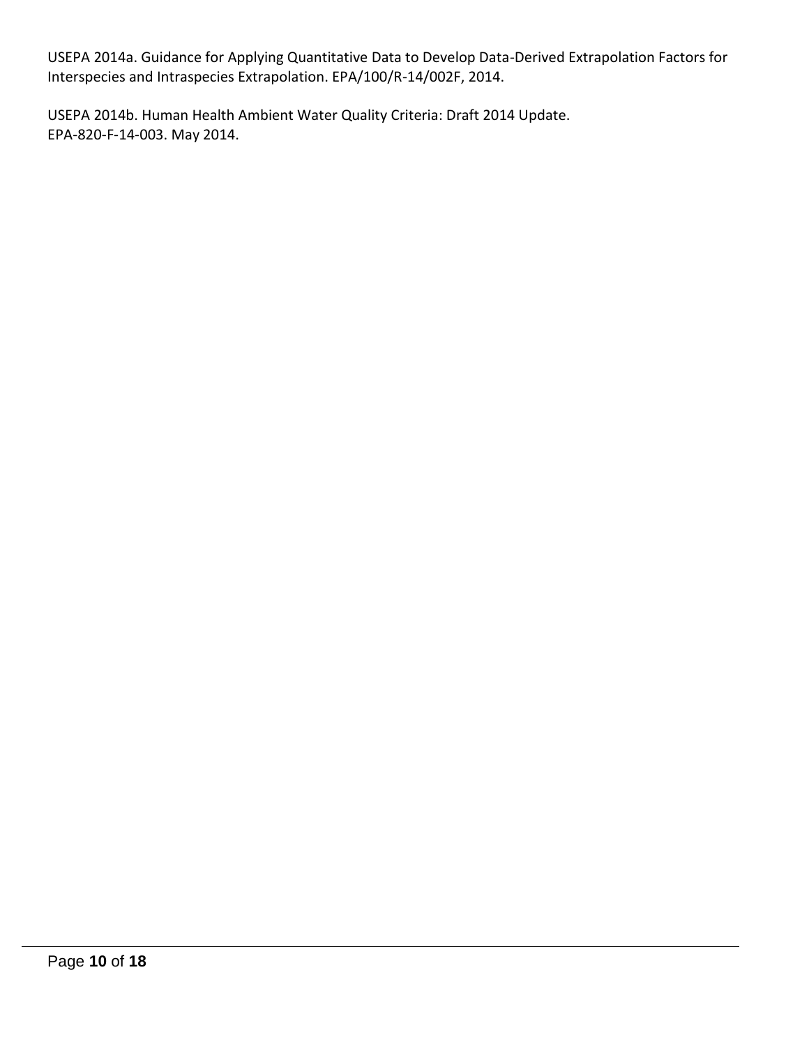USEPA 2014a. Guidance for Applying Quantitative Data to Develop Data-Derived Extrapolation Factors for Interspecies and Intraspecies Extrapolation. EPA/100/R-14/002F, 2014.

USEPA 2014b. Human Health Ambient Water Quality Criteria: Draft 2014 Update. EPA-820-F-14-003. May 2014.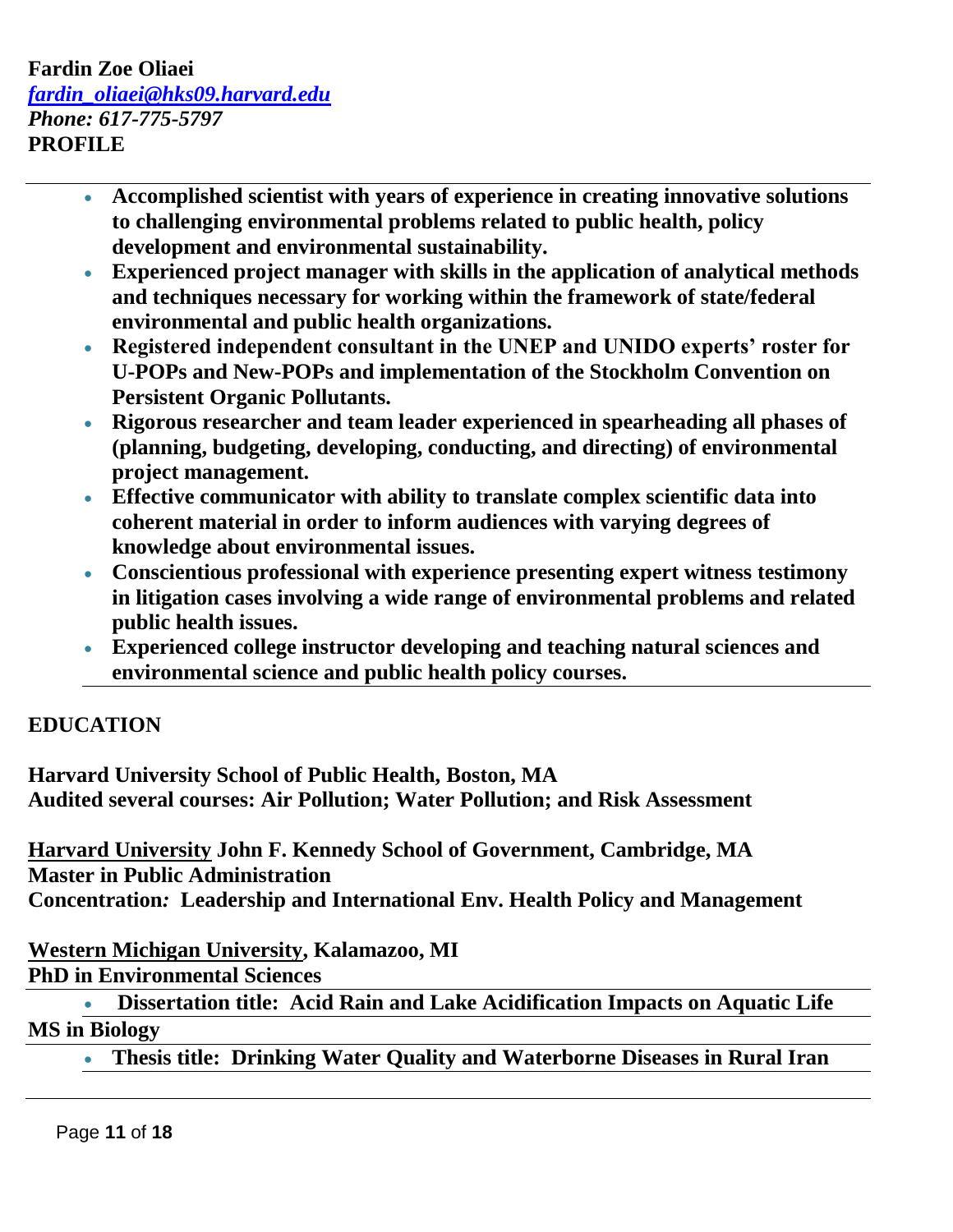**Fardin Zoe Oliaei**
*fardin_oliaei@hks09.harvard.edu*
*Phone: 617-775-5797*

## PROFILE

- **Accomplished scientist with years of experience in creating innovative solutions to challenging environmental problems related to public health, policy development and environmental sustainability.**
- **Experienced project manager with skills in the application of analytical methods and techniques necessary for working within the framework of state/federal environmental and public health organizations.**
- **Registered independent consultant in the UNEP and UNIDO experts' roster for U-POPs and New-POPs and implementation of the Stockholm Convention on Persistent Organic Pollutants.**
- **Rigorous researcher and team leader experienced in spearheading all phases of (planning, budgeting, developing, conducting, and directing) of environmental project management.**
- **Effective communicator with ability to translate complex scientific data into coherent material in order to inform audiences with varying degrees of knowledge about environmental issues.**
- **Conscientious professional with experience presenting expert witness testimony in litigation cases involving a wide range of environmental problems and related public health issues.**
- **Experienced college instructor developing and teaching natural sciences and environmental science and public health policy courses.**

## EDUCATION

**Harvard University School of Public Health, Boston, MA**
**Audited several courses: Air Pollution; Water Pollution; and Risk Assessment**

**Harvard University John F. Kennedy School of Government, Cambridge, MA**
**Master in Public Administration**
**Concentration: Leadership and International Env. Health Policy and Management**

**Western Michigan University, Kalamazoo, MI**
**PhD in Environmental Sciences**

- **Dissertation title: Acid Rain and Lake Acidification Impacts on Aquatic Life**

**MS in Biology**

- **Thesis title: Drinking Water Quality and Waterborne Diseases in Rural Iran**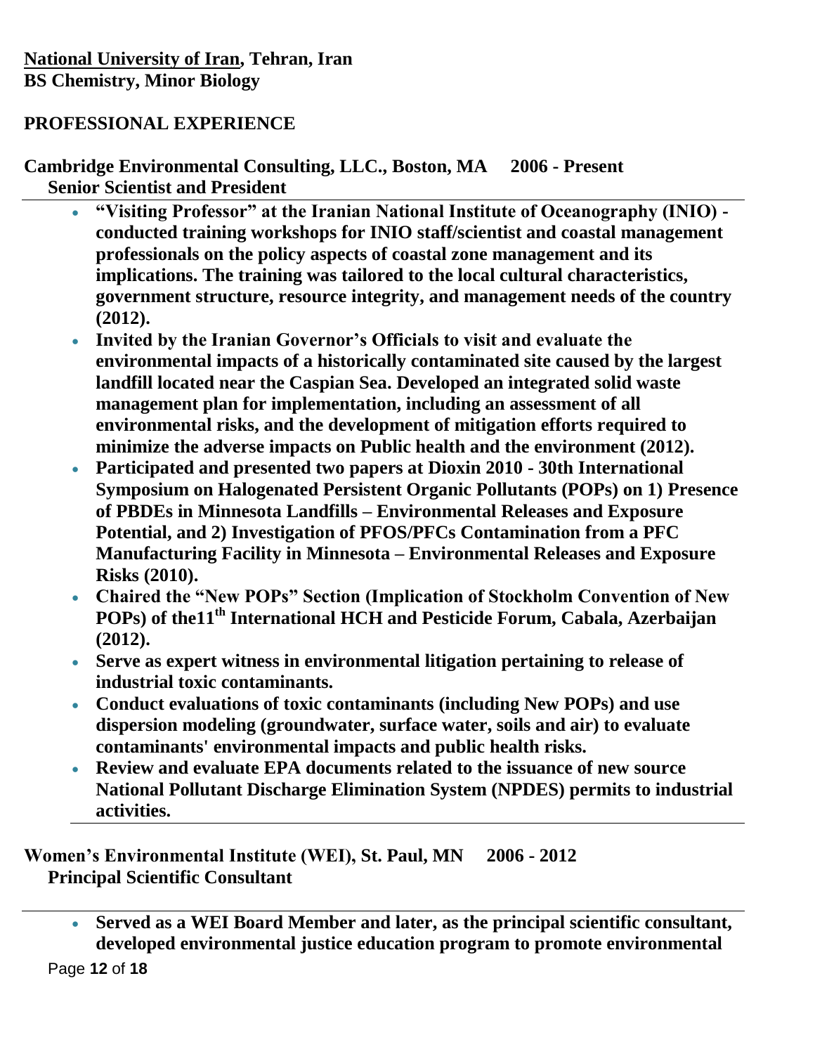**National University of Iran, Tehran, Iran**
**BS Chemistry, Minor Biology**

## PROFESSIONAL EXPERIENCE

**Cambridge Environmental Consulting, LLC., Boston, MA 2006 - Present**
**Senior Scientist and President**

- **"Visiting Professor" at the Iranian National Institute of Oceanography (INIO) - conducted training workshops for INIO staff/scientist and coastal management professionals on the policy aspects of coastal zone management and its implications. The training was tailored to the local cultural characteristics, government structure, resource integrity, and management needs of the country (2012).**
- **Invited by the Iranian Governor's Officials to visit and evaluate the environmental impacts of a historically contaminated site caused by the largest landfill located near the Caspian Sea. Developed an integrated solid waste management plan for implementation, including an assessment of all environmental risks, and the development of mitigation efforts required to minimize the adverse impacts on Public health and the environment (2012).**
- **Participated and presented two papers at Dioxin 2010 - 30th International Symposium on Halogenated Persistent Organic Pollutants (POPs) on 1) Presence of PBDEs in Minnesota Landfills – Environmental Releases and Exposure Potential, and 2) Investigation of PFOS/PFCs Contamination from a PFC Manufacturing Facility in Minnesota – Environmental Releases and Exposure Risks (2010).**
- **Chaired the "New POPs" Section (Implication of Stockholm Convention of New POPs) of the11th International HCH and Pesticide Forum, Cabala, Azerbaijan (2012).**
- **Serve as expert witness in environmental litigation pertaining to release of industrial toxic contaminants.**
- **Conduct evaluations of toxic contaminants (including New POPs) and use dispersion modeling (groundwater, surface water, soils and air) to evaluate contaminants' environmental impacts and public health risks.**
- **Review and evaluate EPA documents related to the issuance of new source National Pollutant Discharge Elimination System (NPDES) permits to industrial activities.**

**Women's Environmental Institute (WEI), St. Paul, MN 2006 - 2012**
**Principal Scientific Consultant**

- **Served as a WEI Board Member and later, as the principal scientific consultant, developed environmental justice education program to promote environmental**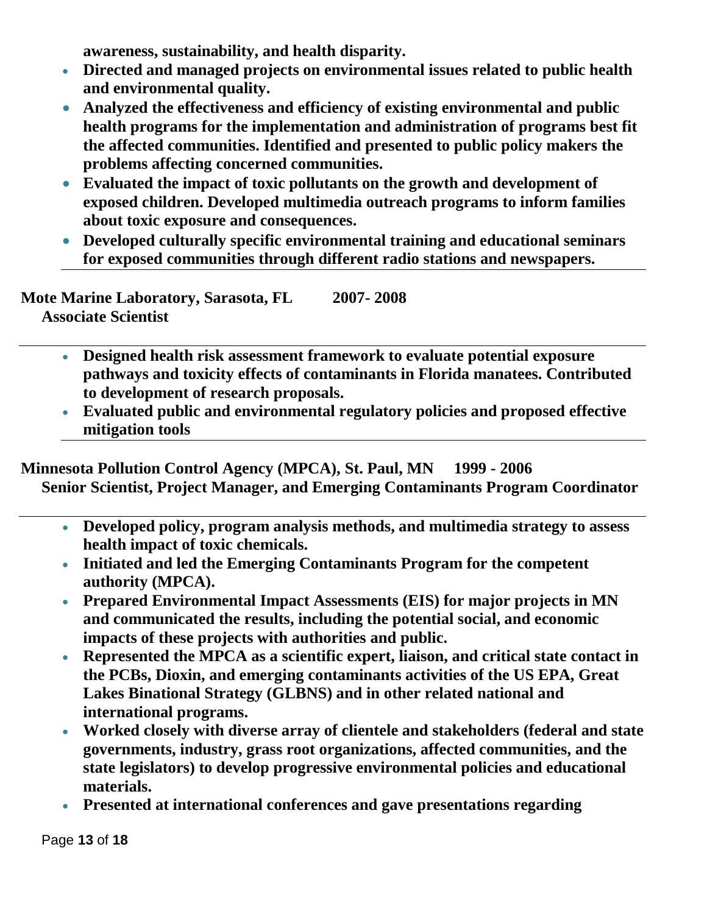**awareness, sustainability, and health disparity.**

- **Directed and managed projects on environmental issues related to public health and environmental quality.**
- **Analyzed the effectiveness and efficiency of existing environmental and public health programs for the implementation and administration of programs best fit the affected communities. Identified and presented to public policy makers the problems affecting concerned communities.**
- **Evaluated the impact of toxic pollutants on the growth and development of exposed children. Developed multimedia outreach programs to inform families about toxic exposure and consequences.**
- **Developed culturally specific environmental training and educational seminars for exposed communities through different radio stations and newspapers.**

---

**Mote Marine Laboratory, Sarasota, FL 2007- 2008**
**Associate Scientist**

---

- **Designed health risk assessment framework to evaluate potential exposure pathways and toxicity effects of contaminants in Florida manatees. Contributed to development of research proposals.**
- **Evaluated public and environmental regulatory policies and proposed effective mitigation tools**

---

**Minnesota Pollution Control Agency (MPCA), St. Paul, MN 1999 - 2006**
**Senior Scientist, Project Manager, and Emerging Contaminants Program Coordinator**

---

- **Developed policy, program analysis methods, and multimedia strategy to assess health impact of toxic chemicals.**
- **Initiated and led the Emerging Contaminants Program for the competent authority (MPCA).**
- **Prepared Environmental Impact Assessments (EIS) for major projects in MN and communicated the results, including the potential social, and economic impacts of these projects with authorities and public.**
- **Represented the MPCA as a scientific expert, liaison, and critical state contact in the PCBs, Dioxin, and emerging contaminants activities of the US EPA, Great Lakes Binational Strategy (GLBNS) and in other related national and international programs.**
- **Worked closely with diverse array of clientele and stakeholders (federal and state governments, industry, grass root organizations, affected communities, and the state legislators) to develop progressive environmental policies and educational materials.**
- **Presented at international conferences and gave presentations regarding**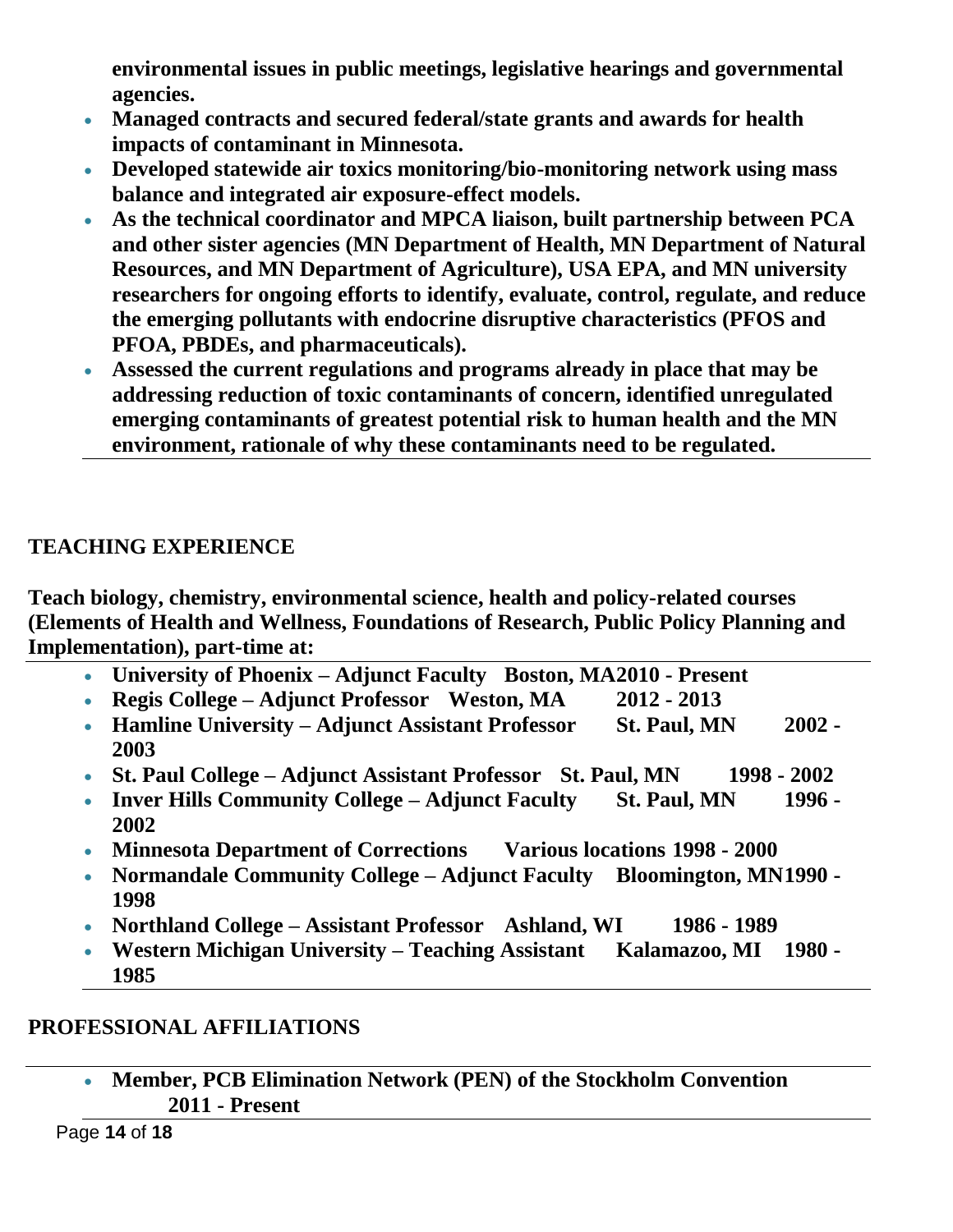environmental issues in public meetings, legislative hearings and governmental agencies.

- **Managed contracts and secured federal/state grants and awards for health impacts of contaminant in Minnesota.**
- **Developed statewide air toxics monitoring/bio-monitoring network using mass balance and integrated air exposure-effect models.**
- **As the technical coordinator and MPCA liaison, built partnership between PCA and other sister agencies (MN Department of Health, MN Department of Natural Resources, and MN Department of Agriculture), USA EPA, and MN university researchers for ongoing efforts to identify, evaluate, control, regulate, and reduce the emerging pollutants with endocrine disruptive characteristics (PFOS and PFOA, PBDEs, and pharmaceuticals).**
- **Assessed the current regulations and programs already in place that may be addressing reduction of toxic contaminants of concern, identified unregulated emerging contaminants of greatest potential risk to human health and the MN environment, rationale of why these contaminants need to be regulated.**

## TEACHING EXPERIENCE

**Teach biology, chemistry, environmental science, health and policy-related courses (Elements of Health and Wellness, Foundations of Research, Public Policy Planning and Implementation), part-time at:**

- **University of Phoenix – Adjunct Faculty Boston, MA 2010 - Present**
- **Regis College – Adjunct Professor Weston, MA 2012 - 2013**
- **Hamline University – Adjunct Assistant Professor St. Paul, MN 2002 - 2003**
- **St. Paul College – Adjunct Assistant Professor St. Paul, MN 1998 - 2002**
- **Inver Hills Community College – Adjunct Faculty St. Paul, MN 1996 - 2002**
- **Minnesota Department of Corrections Various locations 1998 - 2000**
- **Normandale Community College – Adjunct Faculty Bloomington, MN 1990 - 1998**
- **Northland College – Assistant Professor Ashland, WI 1986 - 1989**
- **Western Michigan University – Teaching Assistant Kalamazoo, MI 1980 - 1985**

## PROFESSIONAL AFFILIATIONS

- **Member, PCB Elimination Network (PEN) of the Stockholm Convention 2011 - Present**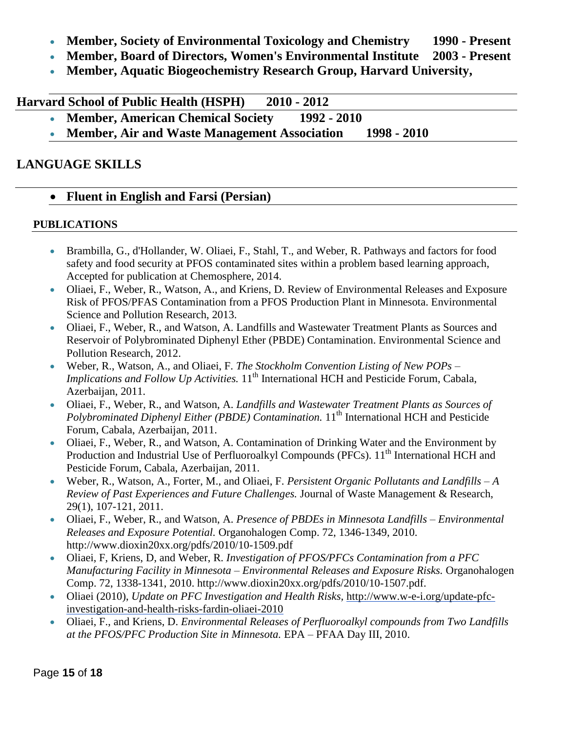- **Member, Society of Environmental Toxicology and Chemistry 1990 - Present**
- **Member, Board of Directors, Women's Environmental Institute 2003 - Present**
- **Member, Aquatic Biogeochemistry Research Group, Harvard University,**

**Harvard School of Public Health (HSPH) 2010 - 2012**

- **Member, American Chemical Society 1992 - 2010**
- **Member, Air and Waste Management Association 1998 - 2010**

## LANGUAGE SKILLS

- **Fluent in English and Farsi (Persian)**

### PUBLICATIONS

- Brambilla, G., d'Hollander, W. Oliaei, F., Stahl, T., and Weber, R. Pathways and factors for food safety and food security at PFOS contaminated sites within a problem based learning approach, Accepted for publication at Chemosphere, 2014.
- Oliaei, F., Weber, R., Watson, A., and Kriens, D. Review of Environmental Releases and Exposure Risk of PFOS/PFAS Contamination from a PFOS Production Plant in Minnesota. Environmental Science and Pollution Research, 2013.
- Oliaei, F., Weber, R., and Watson, A. Landfills and Wastewater Treatment Plants as Sources and Reservoir of Polybrominated Diphenyl Ether (PBDE) Contamination. Environmental Science and Pollution Research, 2012.
- Weber, R., Watson, A., and Oliaei, F. *The Stockholm Convention Listing of New POPs – Implications and Follow Up Activities.* 11th International HCH and Pesticide Forum, Cabala, Azerbaijan, 2011.
- Oliaei, F., Weber, R., and Watson, A. *Landfills and Wastewater Treatment Plants as Sources of Polybrominated Diphenyl Either (PBDE) Contamination.* 11th International HCH and Pesticide Forum, Cabala, Azerbaijan, 2011.
- Oliaei, F., Weber, R., and Watson, A. Contamination of Drinking Water and the Environment by Production and Industrial Use of Perfluoroalkyl Compounds (PFCs). 11th International HCH and Pesticide Forum, Cabala, Azerbaijan, 2011.
- Weber, R., Watson, A., Forter, M., and Oliaei, F. *Persistent Organic Pollutants and Landfills – A Review of Past Experiences and Future Challenges.* Journal of Waste Management & Research, 29(1), 107-121, 2011.
- Oliaei, F., Weber, R., and Watson, A. *Presence of PBDEs in Minnesota Landfills – Environmental Releases and Exposure Potential.* Organohalogen Comp. 72, 1346-1349, 2010. http://www.dioxin20xx.org/pdfs/2010/10-1509.pdf
- Oliaei, F, Kriens, D, and Weber, R. *Investigation of PFOS/PFCs Contamination from a PFC Manufacturing Facility in Minnesota – Environmental Releases and Exposure Risks.* Organohalogen Comp. 72, 1338-1341, 2010. http://www.dioxin20xx.org/pdfs/2010/10-1507.pdf.
- Oliaei (2010), *Update on PFC Investigation and Health Risks*, http://www.w-e-i.org/update-pfc-investigation-and-health-risks-fardin-oliaei-2010
- Oliaei, F., and Kriens, D. *Environmental Releases of Perfluoroalkyl compounds from Two Landfills at the PFOS/PFC Production Site in Minnesota.* EPA – PFAA Day III, 2010.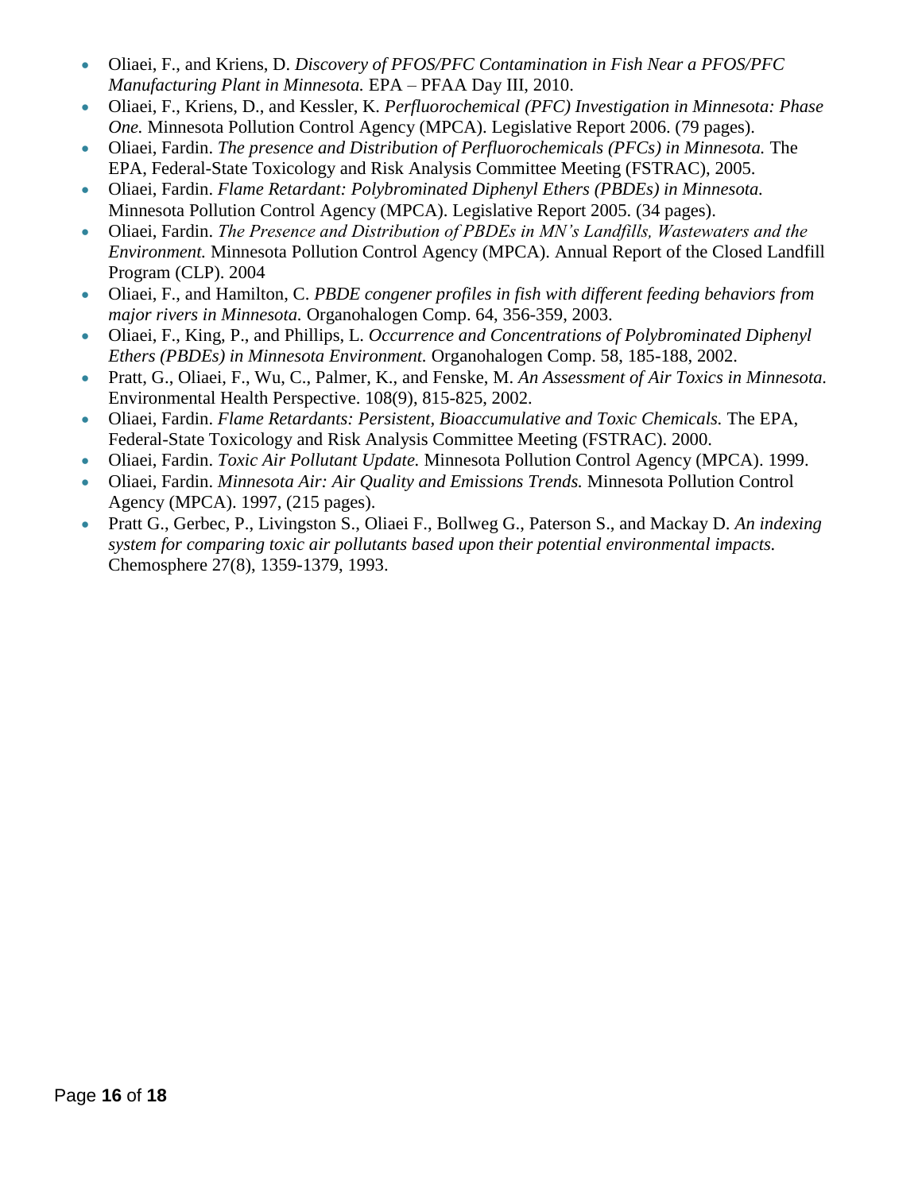- Oliaei, F., and Kriens, D. *Discovery of PFOS/PFC Contamination in Fish Near a PFOS/PFC Manufacturing Plant in Minnesota.* EPA – PFAA Day III, 2010.
- Oliaei, F., Kriens, D., and Kessler, K. *Perfluorochemical (PFC) Investigation in Minnesota: Phase One.* Minnesota Pollution Control Agency (MPCA). Legislative Report 2006. (79 pages).
- Oliaei, Fardin. *The presence and Distribution of Perfluorochemicals (PFCs) in Minnesota.* The EPA, Federal-State Toxicology and Risk Analysis Committee Meeting (FSTRAC), 2005.
- Oliaei, Fardin. *Flame Retardant: Polybrominated Diphenyl Ethers (PBDEs) in Minnesota.* Minnesota Pollution Control Agency (MPCA). Legislative Report 2005. (34 pages).
- Oliaei, Fardin. *The Presence and Distribution of PBDEs in MN's Landfills, Wastewaters and the Environment.* Minnesota Pollution Control Agency (MPCA). Annual Report of the Closed Landfill Program (CLP). 2004
- Oliaei, F., and Hamilton, C. *PBDE congener profiles in fish with different feeding behaviors from major rivers in Minnesota.* Organohalogen Comp. 64, 356-359, 2003.
- Oliaei, F., King, P., and Phillips, L. *Occurrence and Concentrations of Polybrominated Diphenyl Ethers (PBDEs) in Minnesota Environment.* Organohalogen Comp. 58, 185-188, 2002.
- Pratt, G., Oliaei, F., Wu, C., Palmer, K., and Fenske, M. *An Assessment of Air Toxics in Minnesota.* Environmental Health Perspective. 108(9), 815-825, 2002.
- Oliaei, Fardin. *Flame Retardants: Persistent, Bioaccumulative and Toxic Chemicals.* The EPA, Federal-State Toxicology and Risk Analysis Committee Meeting (FSTRAC). 2000.
- Oliaei, Fardin. *Toxic Air Pollutant Update.* Minnesota Pollution Control Agency (MPCA). 1999.
- Oliaei, Fardin. *Minnesota Air: Air Quality and Emissions Trends.* Minnesota Pollution Control Agency (MPCA). 1997, (215 pages).
- Pratt G., Gerbec, P., Livingston S., Oliaei F., Bollweg G., Paterson S., and Mackay D. *An indexing system for comparing toxic air pollutants based upon their potential environmental impacts.* Chemosphere 27(8), 1359-1379, 1993.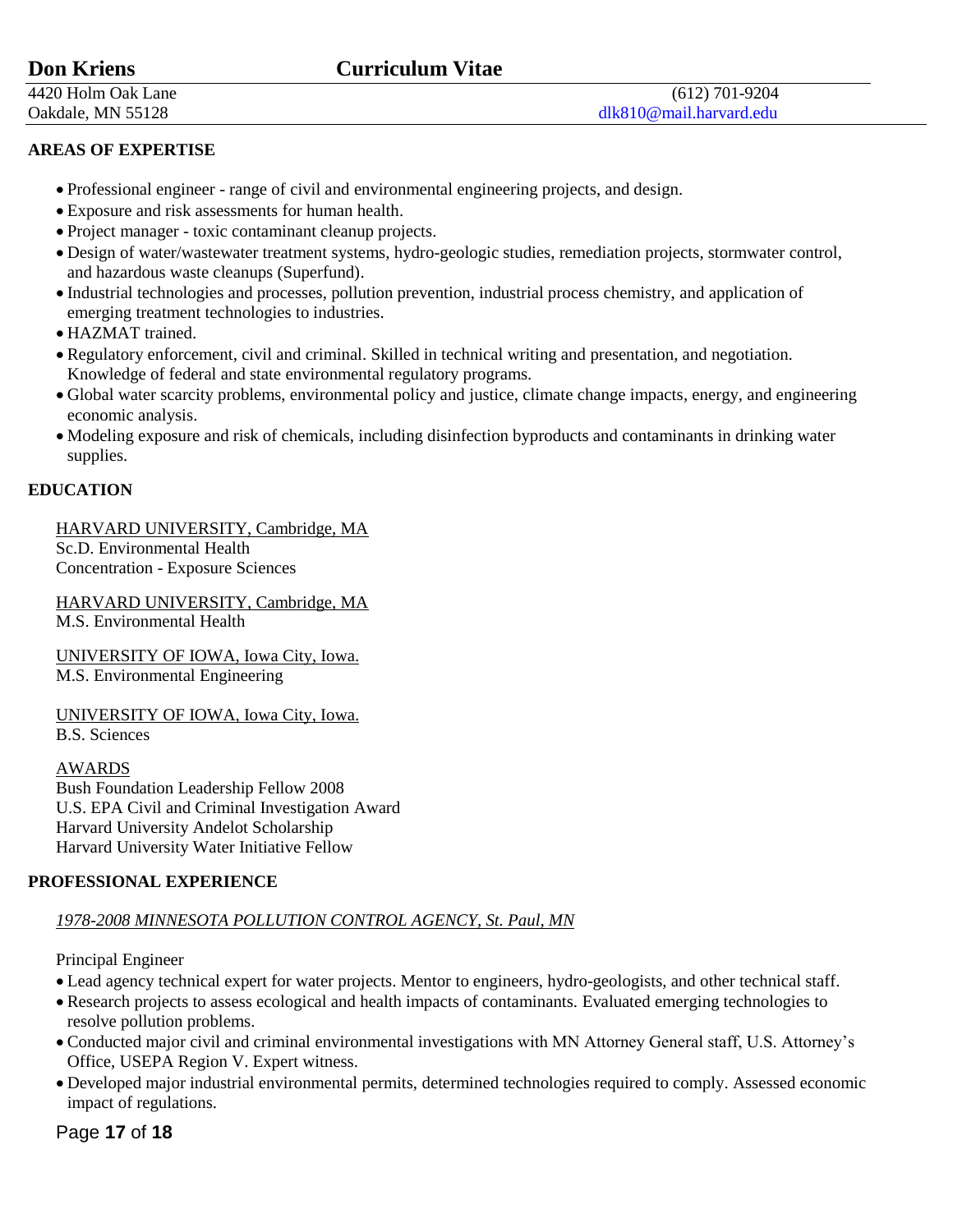# Don Kriens — Curriculum Vitae

4420 Holm Oak Lane
Oakdale, MN 55128

(612) 701-9204
dlk810@mail.harvard.edu

## AREAS OF EXPERTISE

- Professional engineer - range of civil and environmental engineering projects, and design.
- Exposure and risk assessments for human health.
- Project manager - toxic contaminant cleanup projects.
- Design of water/wastewater treatment systems, hydro-geologic studies, remediation projects, stormwater control, and hazardous waste cleanups (Superfund).
- Industrial technologies and processes, pollution prevention, industrial process chemistry, and application of emerging treatment technologies to industries.
- HAZMAT trained.
- Regulatory enforcement, civil and criminal. Skilled in technical writing and presentation, and negotiation. Knowledge of federal and state environmental regulatory programs.
- Global water scarcity problems, environmental policy and justice, climate change impacts, energy, and engineering economic analysis.
- Modeling exposure and risk of chemicals, including disinfection byproducts and contaminants in drinking water supplies.

## EDUCATION

HARVARD UNIVERSITY, Cambridge, MA
Sc.D. Environmental Health
Concentration - Exposure Sciences

HARVARD UNIVERSITY, Cambridge, MA
M.S. Environmental Health

UNIVERSITY OF IOWA, Iowa City, Iowa.
M.S. Environmental Engineering

UNIVERSITY OF IOWA, Iowa City, Iowa.
B.S. Sciences

AWARDS
Bush Foundation Leadership Fellow 2008
U.S. EPA Civil and Criminal Investigation Award
Harvard University Andelot Scholarship
Harvard University Water Initiative Fellow

## PROFESSIONAL EXPERIENCE

*1978-2008 MINNESOTA POLLUTION CONTROL AGENCY, St. Paul, MN*

Principal Engineer

- Lead agency technical expert for water projects. Mentor to engineers, hydro-geologists, and other technical staff.
- Research projects to assess ecological and health impacts of contaminants. Evaluated emerging technologies to resolve pollution problems.
- Conducted major civil and criminal environmental investigations with MN Attorney General staff, U.S. Attorney's Office, USEPA Region V. Expert witness.
- Developed major industrial environmental permits, determined technologies required to comply. Assessed economic impact of regulations.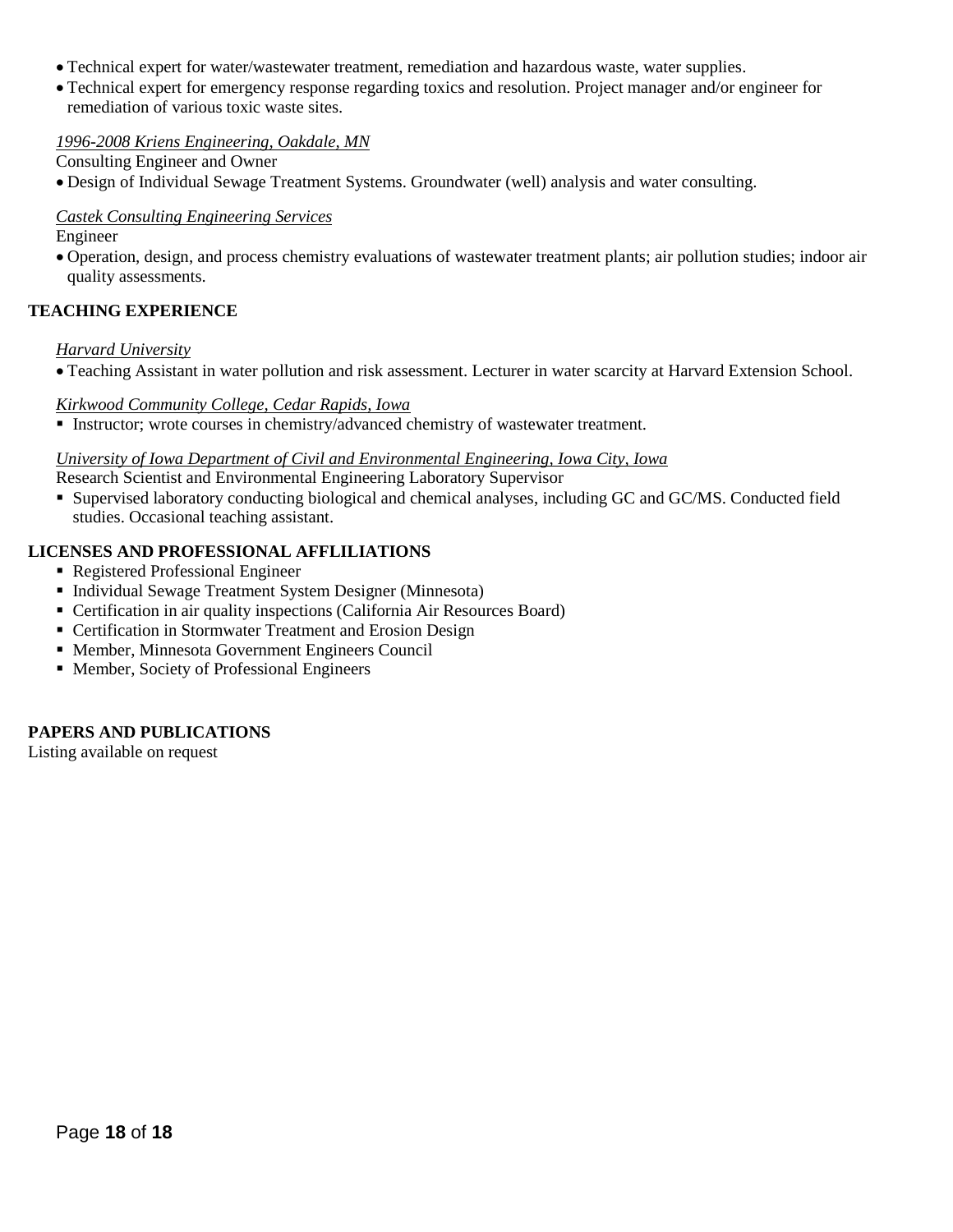- Technical expert for water/wastewater treatment, remediation and hazardous waste, water supplies.
- Technical expert for emergency response regarding toxics and resolution. Project manager and/or engineer for remediation of various toxic waste sites.

*1996-2008 Kriens Engineering, Oakdale, MN*
Consulting Engineer and Owner

- Design of Individual Sewage Treatment Systems. Groundwater (well) analysis and water consulting.

*Castek Consulting Engineering Services*
Engineer

- Operation, design, and process chemistry evaluations of wastewater treatment plants; air pollution studies; indoor air quality assessments.

**TEACHING EXPERIENCE**

*Harvard University*

- Teaching Assistant in water pollution and risk assessment. Lecturer in water scarcity at Harvard Extension School.

*Kirkwood Community College, Cedar Rapids, Iowa*

- Instructor; wrote courses in chemistry/advanced chemistry of wastewater treatment.

*University of Iowa Department of Civil and Environmental Engineering, Iowa City, Iowa*
Research Scientist and Environmental Engineering Laboratory Supervisor

- Supervised laboratory conducting biological and chemical analyses, including GC and GC/MS. Conducted field studies. Occasional teaching assistant.

**LICENSES AND PROFESSIONAL AFFLILIATIONS**

- Registered Professional Engineer
- Individual Sewage Treatment System Designer (Minnesota)
- Certification in air quality inspections (California Air Resources Board)
- Certification in Stormwater Treatment and Erosion Design
- Member, Minnesota Government Engineers Council
- Member, Society of Professional Engineers

**PAPERS AND PUBLICATIONS**

Listing available on request